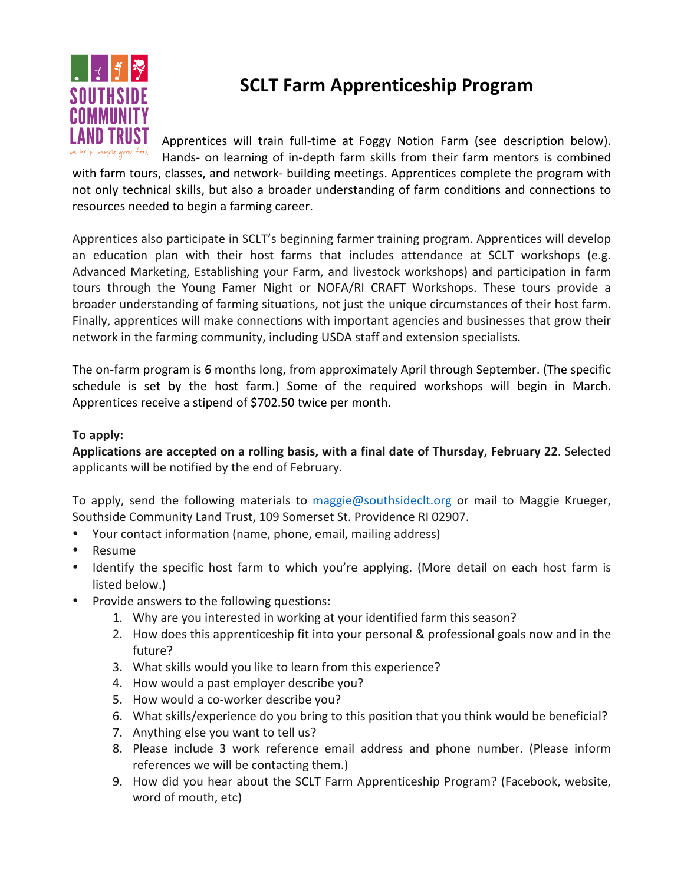SOUTHSIDE COMMUNITY LAND TRUST

we help people grow food

# SCLT Farm Apprenticeship Program

Apprentices will train full-time at Foggy Notion Farm (see description below). Hands- on learning of in-depth farm skills from their farm mentors is combined with farm tours, classes, and network- building meetings. Apprentices complete the program with not only technical skills, but also a broader understanding of farm conditions and connections to resources needed to begin a farming career.

Apprentices also participate in SCLT's beginning farmer training program. Apprentices will develop an education plan with their host farms that includes attendance at SCLT workshops (e.g. Advanced Marketing, Establishing your Farm, and livestock workshops) and participation in farm tours through the Young Famer Night or NOFA/RI CRAFT Workshops. These tours provide a broader understanding of farming situations, not just the unique circumstances of their host farm. Finally, apprentices will make connections with important agencies and businesses that grow their network in the farming community, including USDA staff and extension specialists.

The on-farm program is 6 months long, from approximately April through September. (The specific schedule is set by the host farm.) Some of the required workshops will begin in March. Apprentices receive a stipend of $702.50 twice per month.

<u>**To apply:**</u>

**Applications are accepted on a rolling basis, with a final date of Thursday, February 22**. Selected applicants will be notified by the end of February.

To apply, send the following materials to maggie@southsideclt.org or mail to Maggie Krueger, Southside Community Land Trust, 109 Somerset St. Providence RI 02907.

- Your contact information (name, phone, email, mailing address)
- Resume
- Identify the specific host farm to which you're applying. (More detail on each host farm is listed below.)
- Provide answers to the following questions:
  1. Why are you interested in working at your identified farm this season?
  2. How does this apprenticeship fit into your personal & professional goals now and in the future?
  3. What skills would you like to learn from this experience?
  4. How would a past employer describe you?
  5. How would a co-worker describe you?
  6. What skills/experience do you bring to this position that you think would be beneficial?
  7. Anything else you want to tell us?
  8. Please include 3 work reference email address and phone number. (Please inform references we will be contacting them.)
  9. How did you hear about the SCLT Farm Apprenticeship Program? (Facebook, website, word of mouth, etc)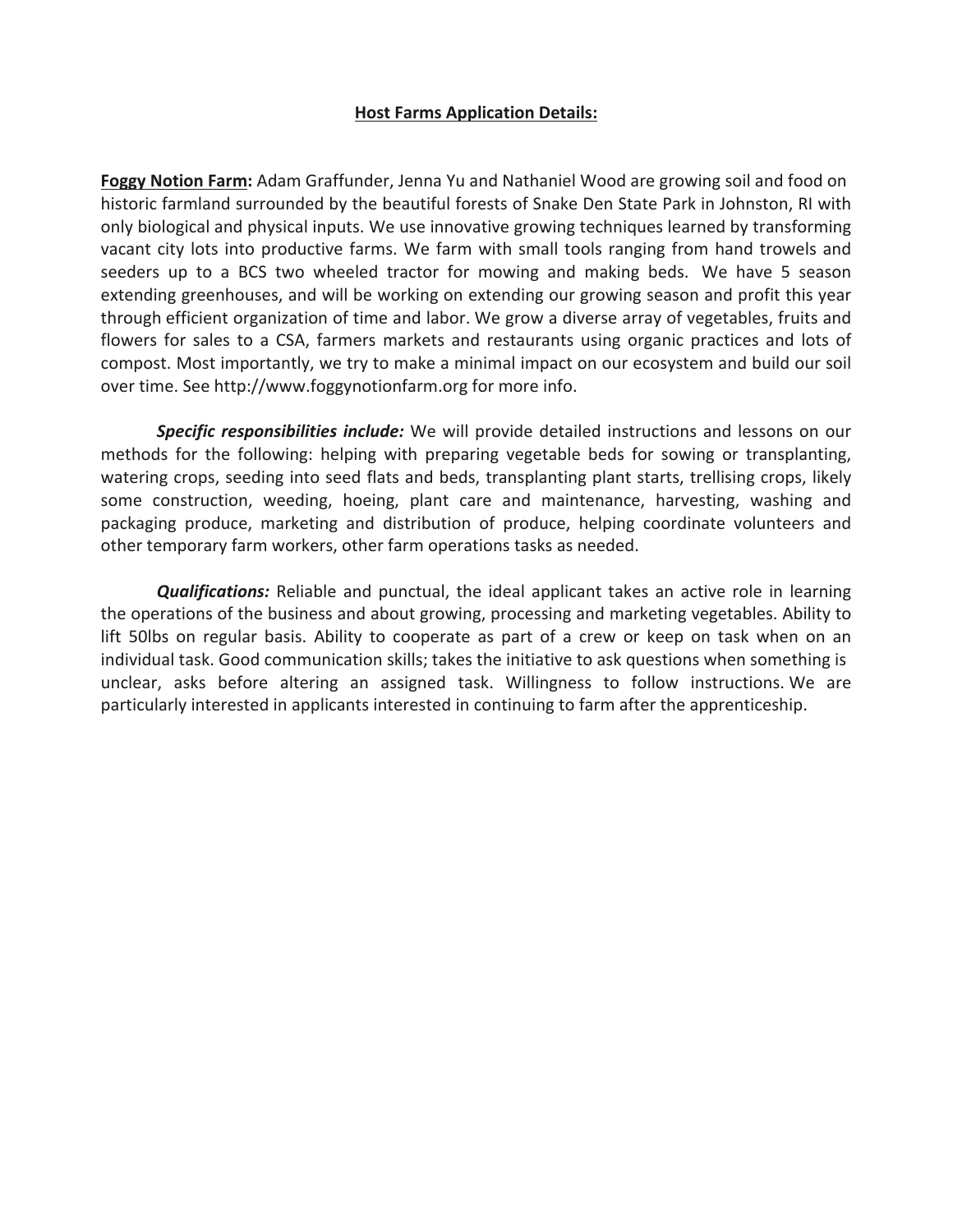**Host Farms Application Details:**

**Foggy Notion Farm:** Adam Graffunder, Jenna Yu and Nathaniel Wood are growing soil and food on historic farmland surrounded by the beautiful forests of Snake Den State Park in Johnston, RI with only biological and physical inputs. We use innovative growing techniques learned by transforming vacant city lots into productive farms. We farm with small tools ranging from hand trowels and seeders up to a BCS two wheeled tractor for mowing and making beds. We have 5 season extending greenhouses, and will be working on extending our growing season and profit this year through efficient organization of time and labor. We grow a diverse array of vegetables, fruits and flowers for sales to a CSA, farmers markets and restaurants using organic practices and lots of compost. Most importantly, we try to make a minimal impact on our ecosystem and build our soil over time. See http://www.foggynotionfarm.org for more info.

***Specific responsibilities include:*** We will provide detailed instructions and lessons on our methods for the following: helping with preparing vegetable beds for sowing or transplanting, watering crops, seeding into seed flats and beds, transplanting plant starts, trellising crops, likely some construction, weeding, hoeing, plant care and maintenance, harvesting, washing and packaging produce, marketing and distribution of produce, helping coordinate volunteers and other temporary farm workers, other farm operations tasks as needed.

***Qualifications:*** Reliable and punctual, the ideal applicant takes an active role in learning the operations of the business and about growing, processing and marketing vegetables. Ability to lift 50lbs on regular basis. Ability to cooperate as part of a crew or keep on task when on an individual task. Good communication skills; takes the initiative to ask questions when something is unclear, asks before altering an assigned task. Willingness to follow instructions. We are particularly interested in applicants interested in continuing to farm after the apprenticeship.